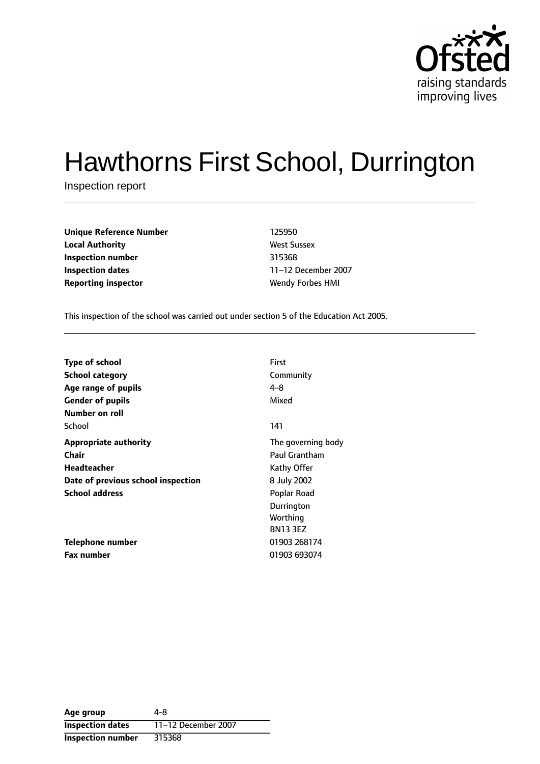# Hawthorns First School, Durrington

Inspection report

| | |
|---|---|
| **Unique Reference Number** | 125950 |
| **Local Authority** | West Sussex |
| **Inspection number** | 315368 |
| **Inspection dates** | 11–12 December 2007 |
| **Reporting inspector** | Wendy Forbes HMI |

This inspection of the school was carried out under section 5 of the Education Act 2005.

| | |
|---|---|
| **Type of school** | First |
| **School category** | Community |
| **Age range of pupils** | 4–8 |
| **Gender of pupils** | Mixed |
| **Number on roll** | |
| School | 141 |
| **Appropriate authority** | The governing body |
| **Chair** | Paul Grantham |
| **Headteacher** | Kathy Offer |
| **Date of previous school inspection** | 8 July 2002 |
| **School address** | Poplar Road<br>Durrington<br>Worthing<br>BN13 3EZ |
| **Telephone number** | 01903 268174 |
| **Fax number** | 01903 693074 |

| | |
|---|---|
| **Age group** | 4-8 |
| **Inspection dates** | 11–12 December 2007 |
| **Inspection number** | 315368 |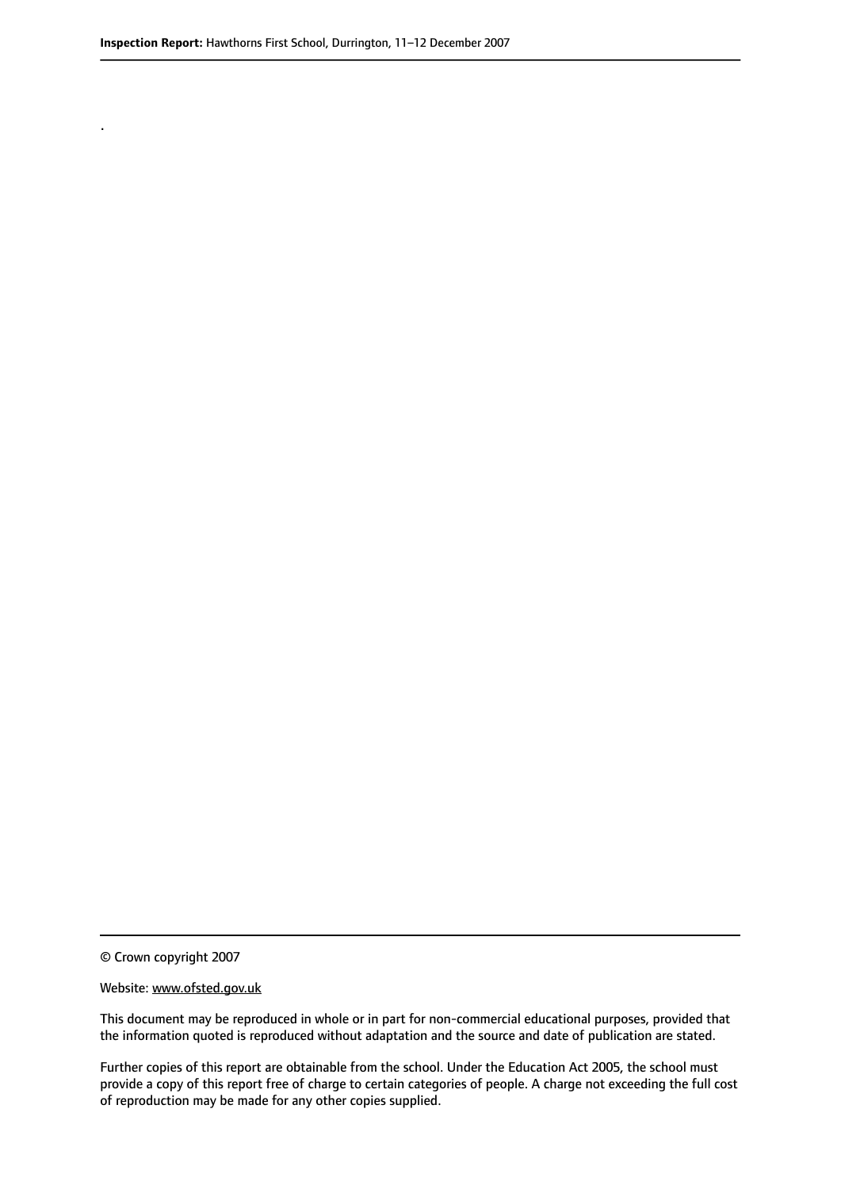.

© Crown copyright 2007

Website: www.ofsted.gov.uk

This document may be reproduced in whole or in part for non-commercial educational purposes, provided that the information quoted is reproduced without adaptation and the source and date of publication are stated.

Further copies of this report are obtainable from the school. Under the Education Act 2005, the school must provide a copy of this report free of charge to certain categories of people. A charge not exceeding the full cost of reproduction may be made for any other copies supplied.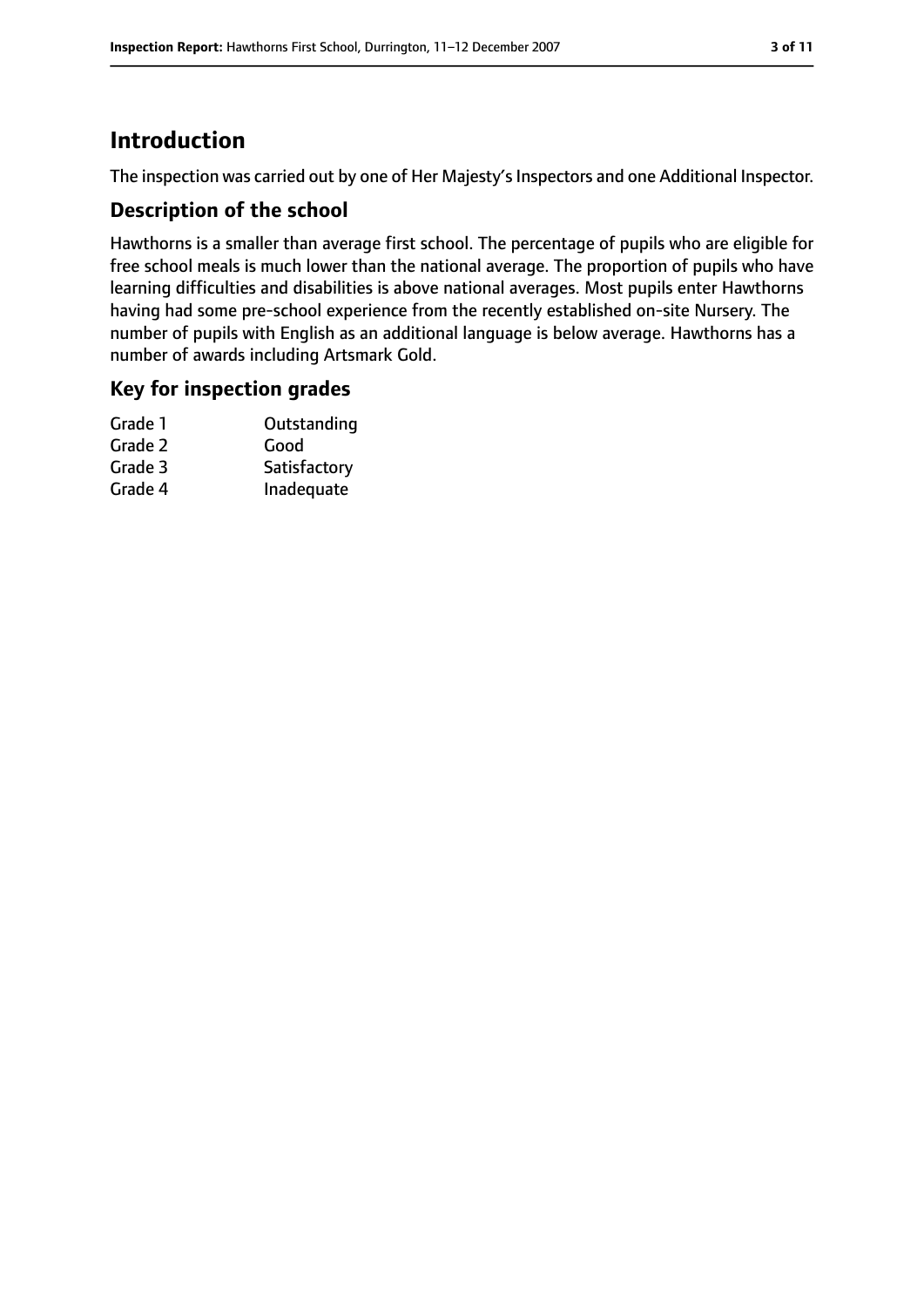# Introduction

The inspection was carried out by one of Her Majesty's Inspectors and one Additional Inspector.

## Description of the school

Hawthorns is a smaller than average first school. The percentage of pupils who are eligible for free school meals is much lower than the national average. The proportion of pupils who have learning difficulties and disabilities is above national averages. Most pupils enter Hawthorns having had some pre-school experience from the recently established on-site Nursery. The number of pupils with English as an additional language is below average. Hawthorns has a number of awards including Artsmark Gold.

## Key for inspection grades

| | |
|---|---|
| Grade 1 | Outstanding |
| Grade 2 | Good |
| Grade 3 | Satisfactory |
| Grade 4 | Inadequate |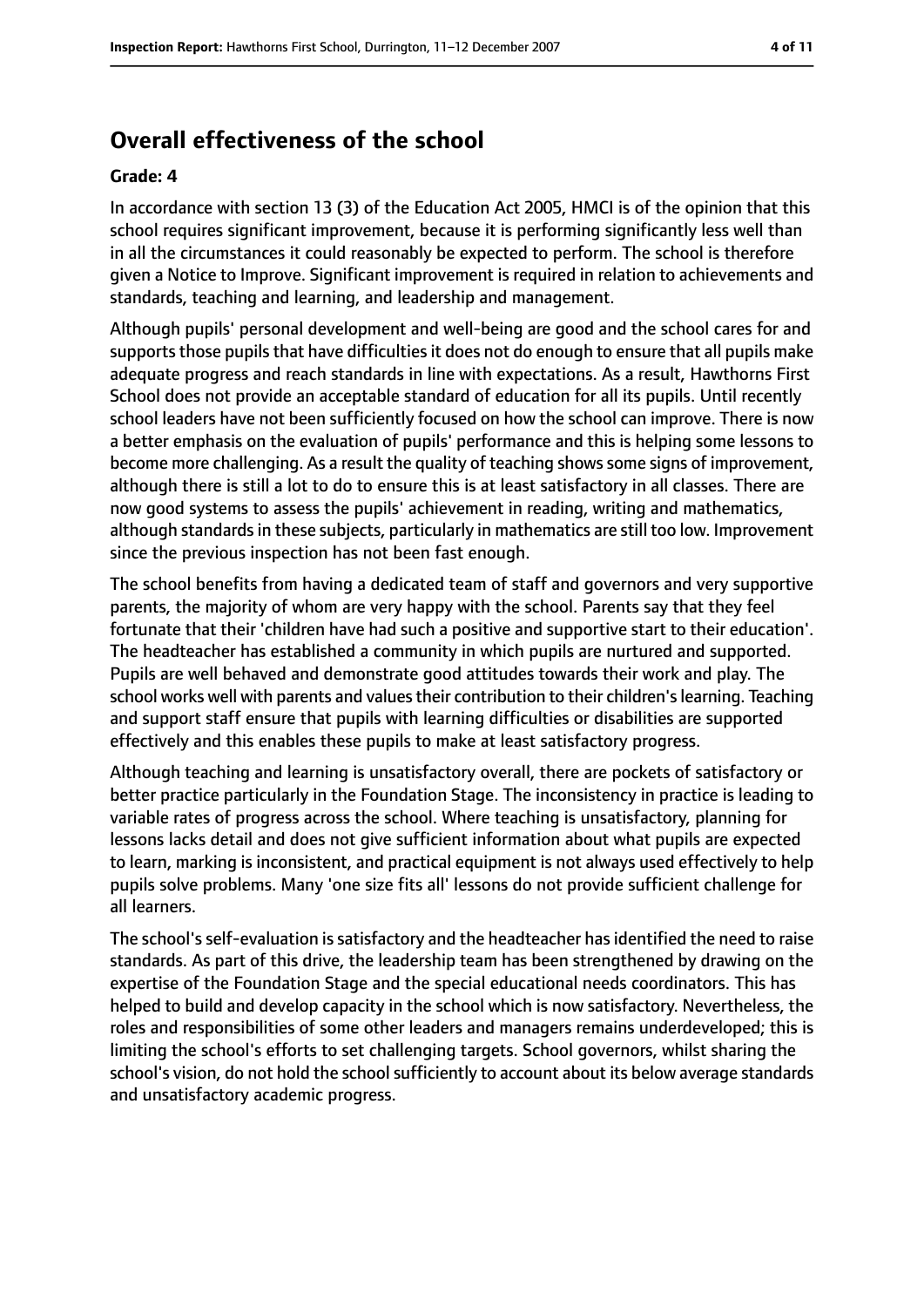## Overall effectiveness of the school

**Grade: 4**

In accordance with section 13 (3) of the Education Act 2005, HMCI is of the opinion that this school requires significant improvement, because it is performing significantly less well than in all the circumstances it could reasonably be expected to perform. The school is therefore given a Notice to Improve. Significant improvement is required in relation to achievements and standards, teaching and learning, and leadership and management.

Although pupils' personal development and well-being are good and the school cares for and supports those pupils that have difficulties it does not do enough to ensure that all pupils make adequate progress and reach standards in line with expectations. As a result, Hawthorns First School does not provide an acceptable standard of education for all its pupils. Until recently school leaders have not been sufficiently focused on how the school can improve. There is now a better emphasis on the evaluation of pupils' performance and this is helping some lessons to become more challenging. As a result the quality of teaching shows some signs of improvement, although there is still a lot to do to ensure this is at least satisfactory in all classes. There are now good systems to assess the pupils' achievement in reading, writing and mathematics, although standards in these subjects, particularly in mathematics are still too low. Improvement since the previous inspection has not been fast enough.

The school benefits from having a dedicated team of staff and governors and very supportive parents, the majority of whom are very happy with the school. Parents say that they feel fortunate that their 'children have had such a positive and supportive start to their education'. The headteacher has established a community in which pupils are nurtured and supported. Pupils are well behaved and demonstrate good attitudes towards their work and play. The school works well with parents and values their contribution to their children's learning. Teaching and support staff ensure that pupils with learning difficulties or disabilities are supported effectively and this enables these pupils to make at least satisfactory progress.

Although teaching and learning is unsatisfactory overall, there are pockets of satisfactory or better practice particularly in the Foundation Stage. The inconsistency in practice is leading to variable rates of progress across the school. Where teaching is unsatisfactory, planning for lessons lacks detail and does not give sufficient information about what pupils are expected to learn, marking is inconsistent, and practical equipment is not always used effectively to help pupils solve problems. Many 'one size fits all' lessons do not provide sufficient challenge for all learners.

The school's self-evaluation is satisfactory and the headteacher has identified the need to raise standards. As part of this drive, the leadership team has been strengthened by drawing on the expertise of the Foundation Stage and the special educational needs coordinators. This has helped to build and develop capacity in the school which is now satisfactory. Nevertheless, the roles and responsibilities of some other leaders and managers remains underdeveloped; this is limiting the school's efforts to set challenging targets. School governors, whilst sharing the school's vision, do not hold the school sufficiently to account about its below average standards and unsatisfactory academic progress.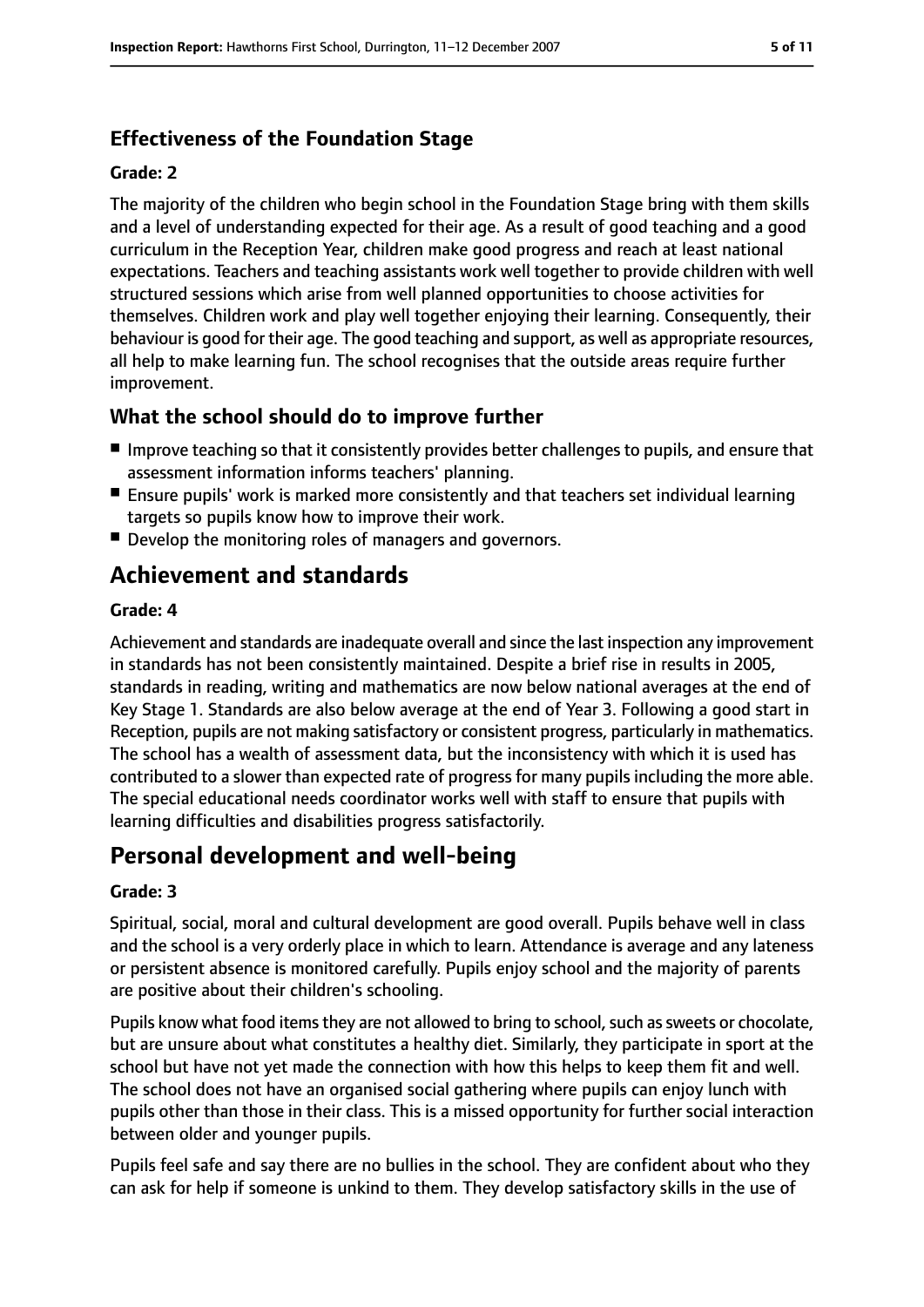### Effectiveness of the Foundation Stage

#### Grade: 2

The majority of the children who begin school in the Foundation Stage bring with them skills and a level of understanding expected for their age. As a result of good teaching and a good curriculum in the Reception Year, children make good progress and reach at least national expectations. Teachers and teaching assistants work well together to provide children with well structured sessions which arise from well planned opportunities to choose activities for themselves. Children work and play well together enjoying their learning. Consequently, their behaviour is good for their age. The good teaching and support, as well as appropriate resources, all help to make learning fun. The school recognises that the outside areas require further improvement.

### What the school should do to improve further

- Improve teaching so that it consistently provides better challenges to pupils, and ensure that assessment information informs teachers' planning.
- Ensure pupils' work is marked more consistently and that teachers set individual learning targets so pupils know how to improve their work.
- Develop the monitoring roles of managers and governors.

## Achievement and standards

#### Grade: 4

Achievement and standards are inadequate overall and since the last inspection any improvement in standards has not been consistently maintained. Despite a brief rise in results in 2005, standards in reading, writing and mathematics are now below national averages at the end of Key Stage 1. Standards are also below average at the end of Year 3. Following a good start in Reception, pupils are not making satisfactory or consistent progress, particularly in mathematics. The school has a wealth of assessment data, but the inconsistency with which it is used has contributed to a slower than expected rate of progress for many pupils including the more able. The special educational needs coordinator works well with staff to ensure that pupils with learning difficulties and disabilities progress satisfactorily.

## Personal development and well-being

#### Grade: 3

Spiritual, social, moral and cultural development are good overall. Pupils behave well in class and the school is a very orderly place in which to learn. Attendance is average and any lateness or persistent absence is monitored carefully. Pupils enjoy school and the majority of parents are positive about their children's schooling.

Pupils know what food items they are not allowed to bring to school, such as sweets or chocolate, but are unsure about what constitutes a healthy diet. Similarly, they participate in sport at the school but have not yet made the connection with how this helps to keep them fit and well. The school does not have an organised social gathering where pupils can enjoy lunch with pupils other than those in their class. This is a missed opportunity for further social interaction between older and younger pupils.

Pupils feel safe and say there are no bullies in the school. They are confident about who they can ask for help if someone is unkind to them. They develop satisfactory skills in the use of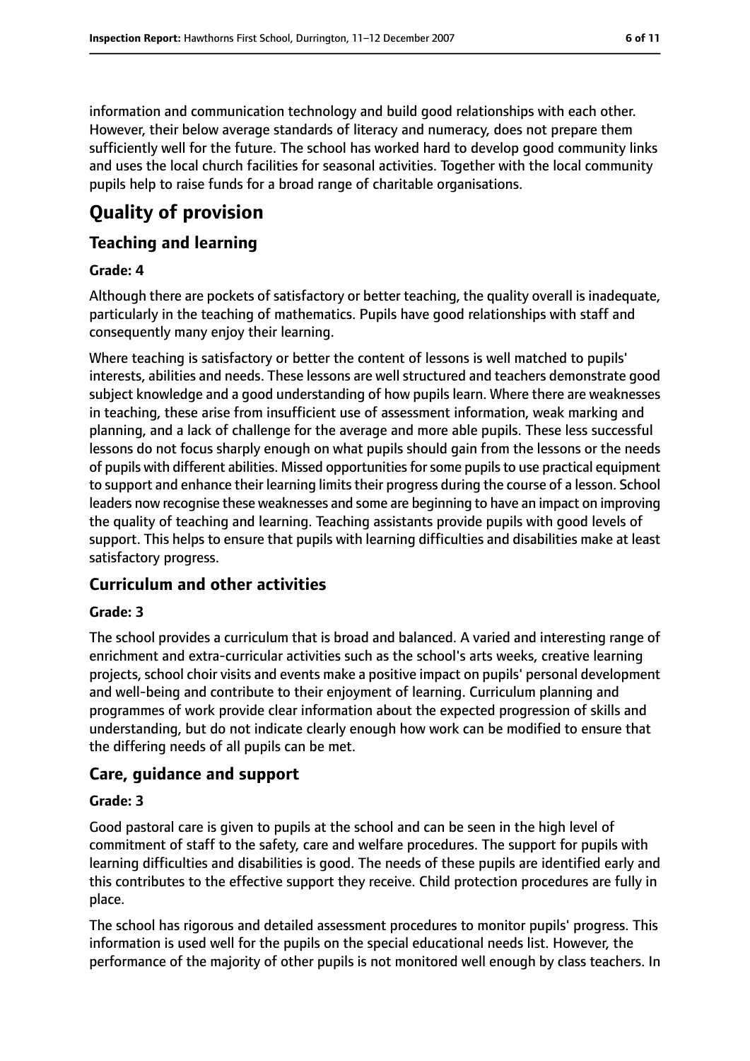information and communication technology and build good relationships with each other. However, their below average standards of literacy and numeracy, does not prepare them sufficiently well for the future. The school has worked hard to develop good community links and uses the local church facilities for seasonal activities. Together with the local community pupils help to raise funds for a broad range of charitable organisations.

# Quality of provision

## Teaching and learning

### Grade: 4

Although there are pockets of satisfactory or better teaching, the quality overall is inadequate, particularly in the teaching of mathematics. Pupils have good relationships with staff and consequently many enjoy their learning.

Where teaching is satisfactory or better the content of lessons is well matched to pupils' interests, abilities and needs. These lessons are well structured and teachers demonstrate good subject knowledge and a good understanding of how pupils learn. Where there are weaknesses in teaching, these arise from insufficient use of assessment information, weak marking and planning, and a lack of challenge for the average and more able pupils. These less successful lessons do not focus sharply enough on what pupils should gain from the lessons or the needs of pupils with different abilities. Missed opportunities for some pupils to use practical equipment to support and enhance their learning limits their progress during the course of a lesson. School leaders now recognise these weaknesses and some are beginning to have an impact on improving the quality of teaching and learning. Teaching assistants provide pupils with good levels of support. This helps to ensure that pupils with learning difficulties and disabilities make at least satisfactory progress.

## Curriculum and other activities

### Grade: 3

The school provides a curriculum that is broad and balanced. A varied and interesting range of enrichment and extra-curricular activities such as the school's arts weeks, creative learning projects, school choir visits and events make a positive impact on pupils' personal development and well-being and contribute to their enjoyment of learning. Curriculum planning and programmes of work provide clear information about the expected progression of skills and understanding, but do not indicate clearly enough how work can be modified to ensure that the differing needs of all pupils can be met.

## Care, guidance and support

### Grade: 3

Good pastoral care is given to pupils at the school and can be seen in the high level of commitment of staff to the safety, care and welfare procedures. The support for pupils with learning difficulties and disabilities is good. The needs of these pupils are identified early and this contributes to the effective support they receive. Child protection procedures are fully in place.

The school has rigorous and detailed assessment procedures to monitor pupils' progress. This information is used well for the pupils on the special educational needs list. However, the performance of the majority of other pupils is not monitored well enough by class teachers. In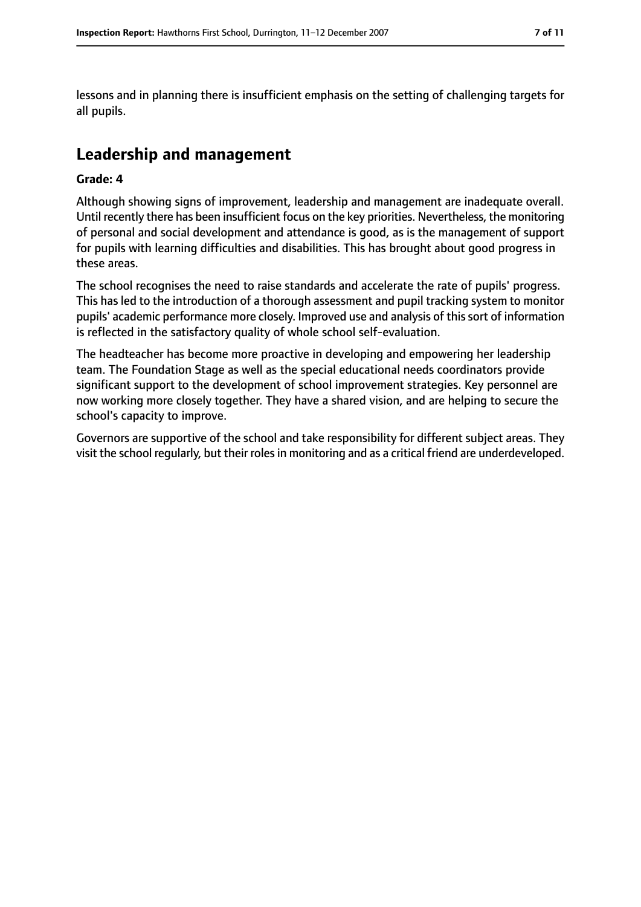lessons and in planning there is insufficient emphasis on the setting of challenging targets for all pupils.

## Leadership and management

**Grade: 4**

Although showing signs of improvement, leadership and management are inadequate overall. Until recently there has been insufficient focus on the key priorities. Nevertheless, the monitoring of personal and social development and attendance is good, as is the management of support for pupils with learning difficulties and disabilities. This has brought about good progress in these areas.

The school recognises the need to raise standards and accelerate the rate of pupils' progress. This has led to the introduction of a thorough assessment and pupil tracking system to monitor pupils' academic performance more closely. Improved use and analysis of this sort of information is reflected in the satisfactory quality of whole school self-evaluation.

The headteacher has become more proactive in developing and empowering her leadership team. The Foundation Stage as well as the special educational needs coordinators provide significant support to the development of school improvement strategies. Key personnel are now working more closely together. They have a shared vision, and are helping to secure the school's capacity to improve.

Governors are supportive of the school and take responsibility for different subject areas. They visit the school regularly, but their roles in monitoring and as a critical friend are underdeveloped.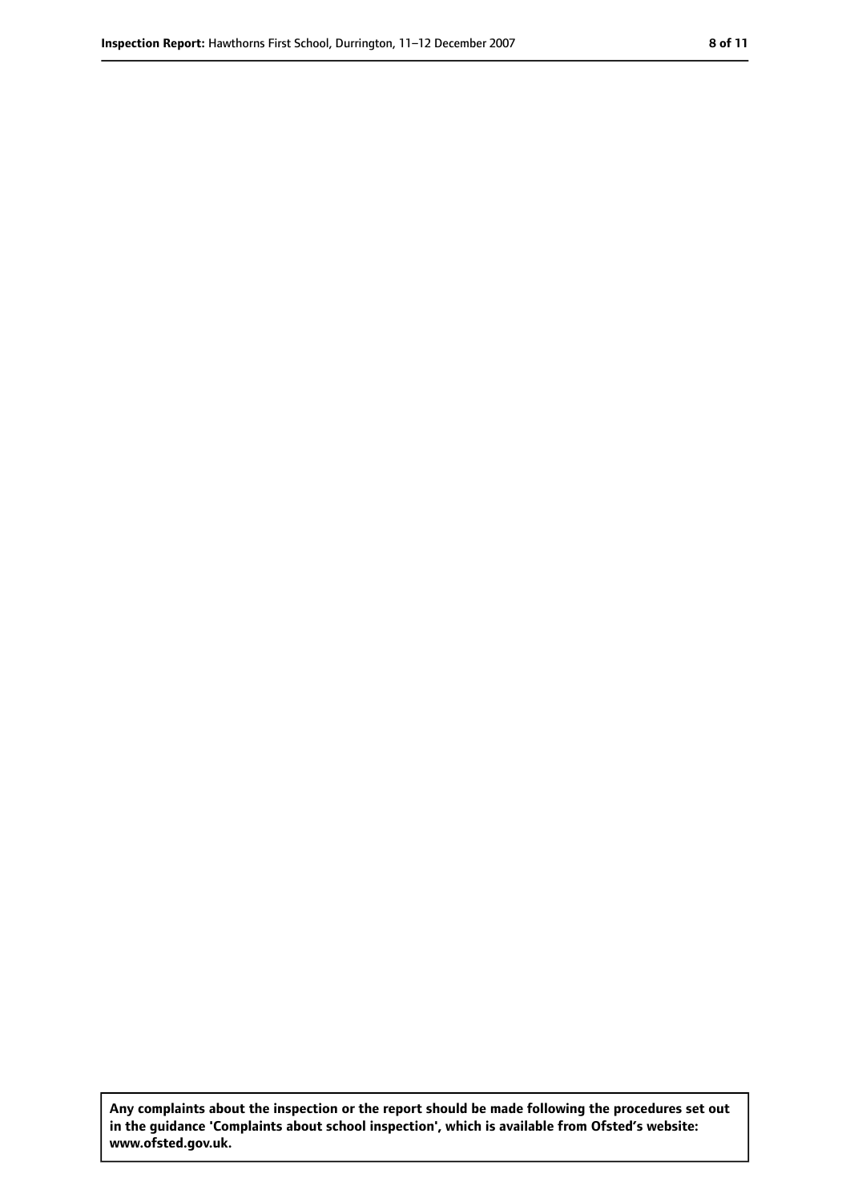**Any complaints about the inspection or the report should be made following the procedures set out in the guidance 'Complaints about school inspection', which is available from Ofsted's website: www.ofsted.gov.uk.**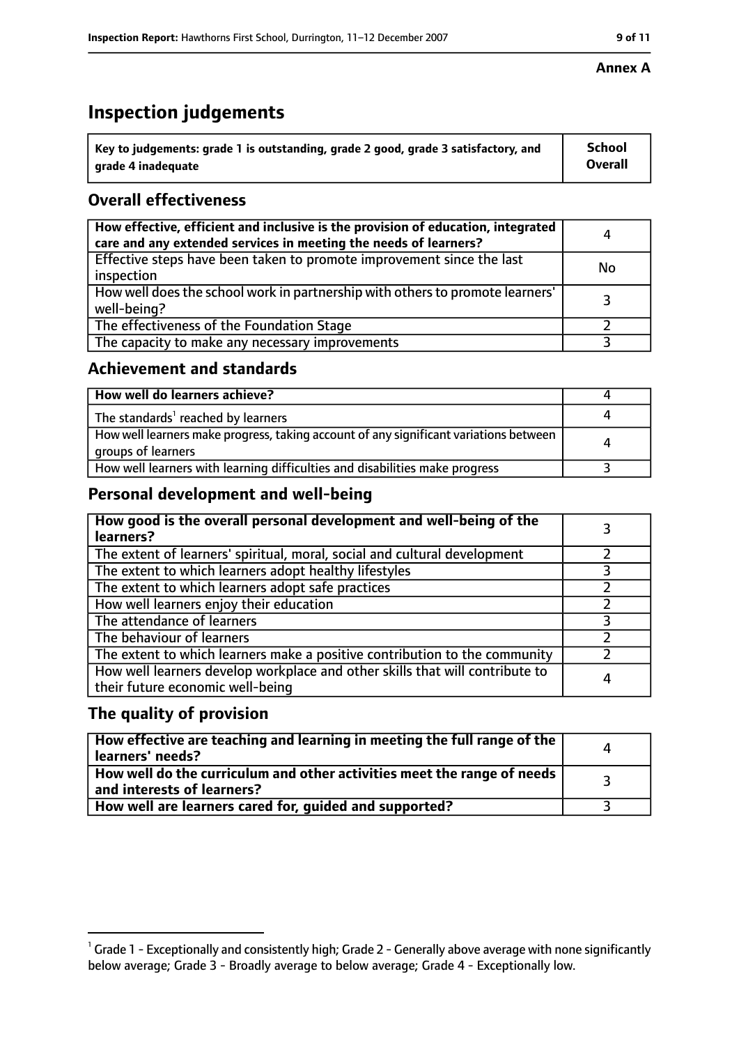**Annex A**

# Inspection judgements

| Key to judgements: grade 1 is outstanding, grade 2 good, grade 3 satisfactory, and grade 4 inadequate | School Overall |
|---|---|

## Overall effectiveness

| | |
|---|---|
| How effective, efficient and inclusive is the provision of education, integrated care and any extended services in meeting the needs of learners? | 4 |
| Effective steps have been taken to promote improvement since the last inspection | No |
| How well does the school work in partnership with others to promote learners' well-being? | 3 |
| The effectiveness of the Foundation Stage | 2 |
| The capacity to make any necessary improvements | 3 |

## Achievement and standards

| | |
|---|---|
| How well do learners achieve? | 4 |
| The standards[1] reached by learners | 4 |
| How well learners make progress, taking account of any significant variations between groups of learners | 4 |
| How well learners with learning difficulties and disabilities make progress | 3 |

## Personal development and well-being

| | |
|---|---|
| How good is the overall personal development and well-being of the learners? | 3 |
| The extent of learners' spiritual, moral, social and cultural development | 2 |
| The extent to which learners adopt healthy lifestyles | 3 |
| The extent to which learners adopt safe practices | 2 |
| How well learners enjoy their education | 2 |
| The attendance of learners | 3 |
| The behaviour of learners | 2 |
| The extent to which learners make a positive contribution to the community | 2 |
| How well learners develop workplace and other skills that will contribute to their future economic well-being | 4 |

## The quality of provision

| | |
|---|---|
| How effective are teaching and learning in meeting the full range of the learners' needs? | 4 |
| How well do the curriculum and other activities meet the range of needs and interests of learners? | 3 |
| How well are learners cared for, guided and supported? | 3 |

[1] Grade 1 - Exceptionally and consistently high; Grade 2 - Generally above average with none significantly below average; Grade 3 - Broadly average to below average; Grade 4 - Exceptionally low.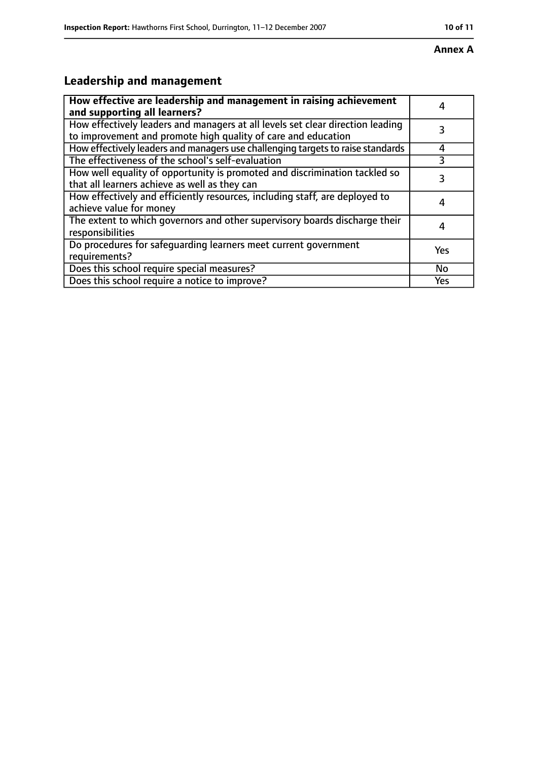**Annex A**

## Leadership and management

| **How effective are leadership and management in raising achievement and supporting all learners?** | 4 |
|---|---|
| How effectively leaders and managers at all levels set clear direction leading to improvement and promote high quality of care and education | 3 |
| How effectively leaders and managers use challenging targets to raise standards | 4 |
| The effectiveness of the school's self-evaluation | 3 |
| How well equality of opportunity is promoted and discrimination tackled so that all learners achieve as well as they can | 3 |
| How effectively and efficiently resources, including staff, are deployed to achieve value for money | 4 |
| The extent to which governors and other supervisory boards discharge their responsibilities | 4 |
| Do procedures for safeguarding learners meet current government requirements? | Yes |
| Does this school require special measures? | No |
| Does this school require a notice to improve? | Yes |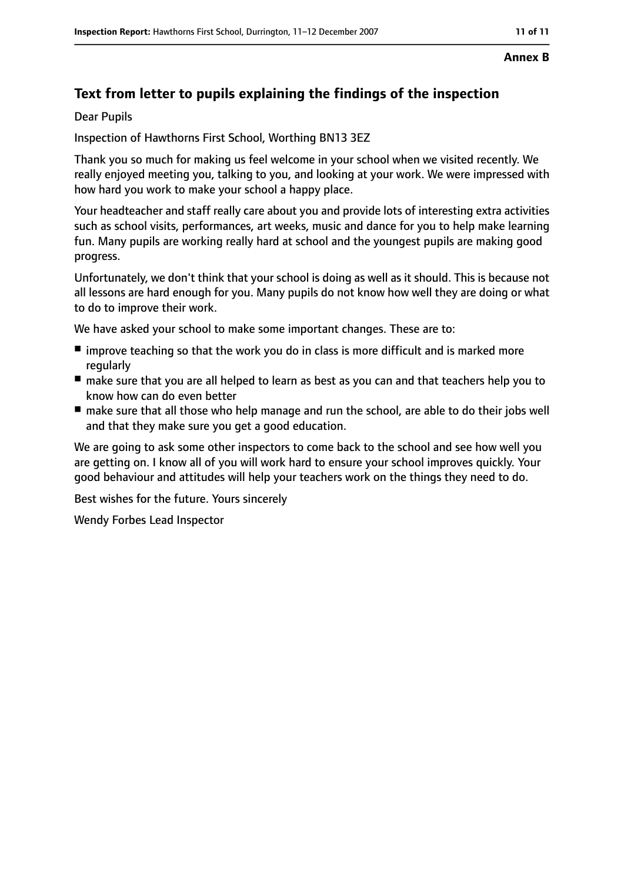**Annex B**

## Text from letter to pupils explaining the findings of the inspection

Dear Pupils

Inspection of Hawthorns First School, Worthing BN13 3EZ

Thank you so much for making us feel welcome in your school when we visited recently. We really enjoyed meeting you, talking to you, and looking at your work. We were impressed with how hard you work to make your school a happy place.

Your headteacher and staff really care about you and provide lots of interesting extra activities such as school visits, performances, art weeks, music and dance for you to help make learning fun. Many pupils are working really hard at school and the youngest pupils are making good progress.

Unfortunately, we don't think that your school is doing as well as it should. This is because not all lessons are hard enough for you. Many pupils do not know how well they are doing or what to do to improve their work.

We have asked your school to make some important changes. These are to:

- improve teaching so that the work you do in class is more difficult and is marked more regularly
- make sure that you are all helped to learn as best as you can and that teachers help you to know how can do even better
- make sure that all those who help manage and run the school, are able to do their jobs well and that they make sure you get a good education.

We are going to ask some other inspectors to come back to the school and see how well you are getting on. I know all of you will work hard to ensure your school improves quickly. Your good behaviour and attitudes will help your teachers work on the things they need to do.

Best wishes for the future. Yours sincerely

Wendy Forbes Lead Inspector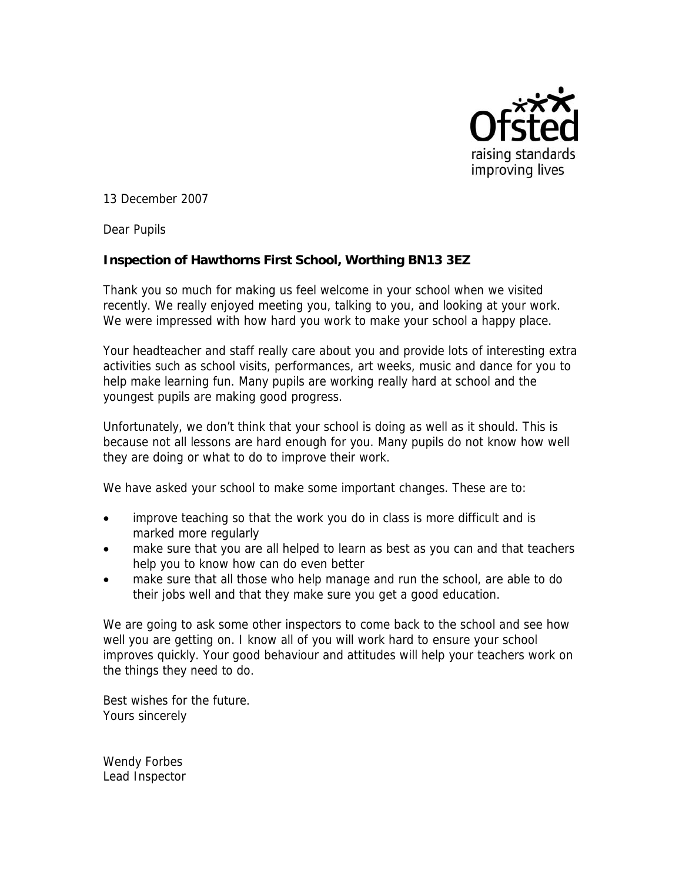13 December 2007

Dear Pupils

**Inspection of Hawthorns First School, Worthing BN13 3EZ**

Thank you so much for making us feel welcome in your school when we visited recently. We really enjoyed meeting you, talking to you, and looking at your work. We were impressed with how hard you work to make your school a happy place.

Your headteacher and staff really care about you and provide lots of interesting extra activities such as school visits, performances, art weeks, music and dance for you to help make learning fun. Many pupils are working really hard at school and the youngest pupils are making good progress.

Unfortunately, we don't think that your school is doing as well as it should. This is because not all lessons are hard enough for you. Many pupils do not know how well they are doing or what to do to improve their work.

We have asked your school to make some important changes. These are to:

- improve teaching so that the work you do in class is more difficult and is marked more regularly
- make sure that you are all helped to learn as best as you can and that teachers help you to know how can do even better
- make sure that all those who help manage and run the school, are able to do their jobs well and that they make sure you get a good education.

We are going to ask some other inspectors to come back to the school and see how well you are getting on. I know all of you will work hard to ensure your school improves quickly. Your good behaviour and attitudes will help your teachers work on the things they need to do.

Best wishes for the future.
Yours sincerely

Wendy Forbes
Lead Inspector